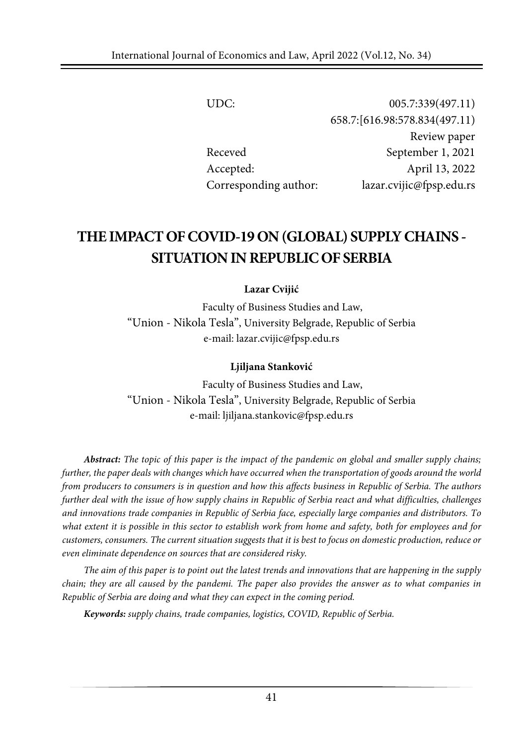UDC: 005.7:339(497.11)
658.7:[616.98:578.834(497.11)

Review paper

Receved September 1, 2021

Accepted: April 13, 2022

Corresponding author: lazar.cvijic@fpsp.edu.rs

# THE IMPACT OF COVID-19 ON (GLOBAL) SUPPLY CHAINS - SITUATION IN REPUBLIC OF SERBIA

**Lazar Cvijić**

Faculty of Business Studies and Law,
"Union - Nikola Tesla", University Belgrade, Republic of Serbia
e-mail: lazar.cvijic@fpsp.edu.rs

**Ljiljana Stanković**

Faculty of Business Studies and Law,
"Union - Nikola Tesla", University Belgrade, Republic of Serbia
e-mail: ljiljana.stankovic@fpsp.edu.rs

***Abstract:*** *The topic of this paper is the impact of the pandemic on global and smaller supply chains; further, the paper deals with changes which have occurred when the transportation of goods around the world from producers to consumers is in question and how this affects business in Republic of Serbia. The authors further deal with the issue of how supply chains in Republic of Serbia react and what difficulties, challenges and innovations trade companies in Republic of Serbia face, especially large companies and distributors. To what extent it is possible in this sector to establish work from home and safety, both for employees and for customers, consumers. The current situation suggests that it is best to focus on domestic production, reduce or even eliminate dependence on sources that are considered risky.*

*The aim of this paper is to point out the latest trends and innovations that are happening in the supply chain; they are all caused by the pandemi. The paper also provides the answer as to what companies in Republic of Serbia are doing and what they can expect in the coming period.*

***Keywords:*** *supply chains, trade companies, logistics, COVID, Republic of Serbia.*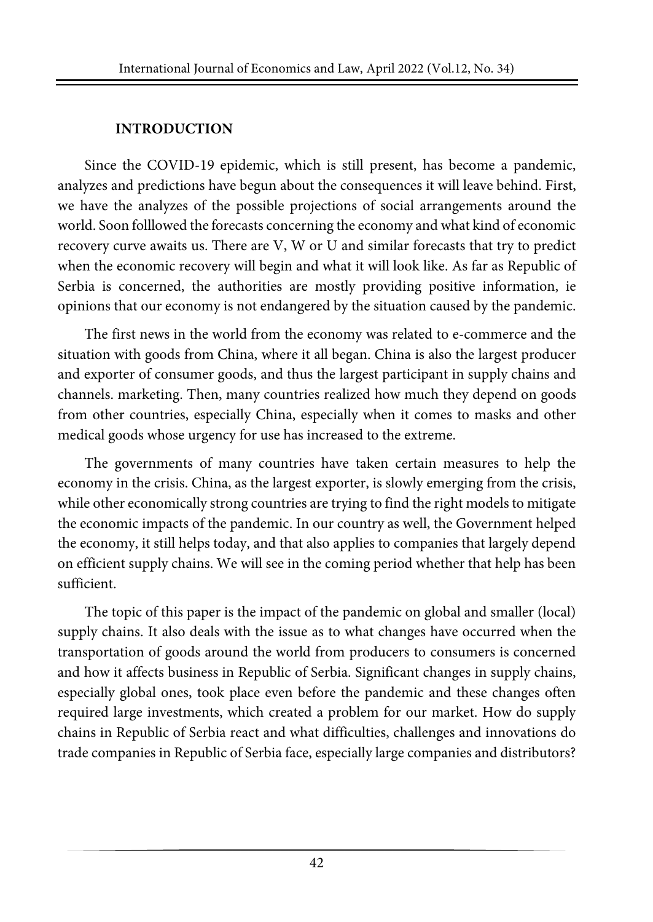## INTRODUCTION

Since the COVID-19 epidemic, which is still present, has become a pandemic, analyzes and predictions have begun about the consequences it will leave behind. First, we have the analyzes of the possible projections of social arrangements around the world. Soon folllowed the forecasts concerning the economy and what kind of economic recovery curve awaits us. There are V, W or U and similar forecasts that try to predict when the economic recovery will begin and what it will look like. As far as Republic of Serbia is concerned, the authorities are mostly providing positive information, ie opinions that our economy is not endangered by the situation caused by the pandemic.

The first news in the world from the economy was related to e-commerce and the situation with goods from China, where it all began. China is also the largest producer and exporter of consumer goods, and thus the largest participant in supply chains and channels. marketing. Then, many countries realized how much they depend on goods from other countries, especially China, especially when it comes to masks and other medical goods whose urgency for use has increased to the extreme.

The governments of many countries have taken certain measures to help the economy in the crisis. China, as the largest exporter, is slowly emerging from the crisis, while other economically strong countries are trying to find the right models to mitigate the economic impacts of the pandemic. In our country as well, the Government helped the economy, it still helps today, and that also applies to companies that largely depend on efficient supply chains. We will see in the coming period whether that help has been sufficient.

The topic of this paper is the impact of the pandemic on global and smaller (local) supply chains. It also deals with the issue as to what changes have occurred when the transportation of goods around the world from producers to consumers is concerned and how it affects business in Republic of Serbia. Significant changes in supply chains, especially global ones, took place even before the pandemic and these changes often required large investments, which created a problem for our market. How do supply chains in Republic of Serbia react and what difficulties, challenges and innovations do trade companies in Republic of Serbia face, especially large companies and distributors?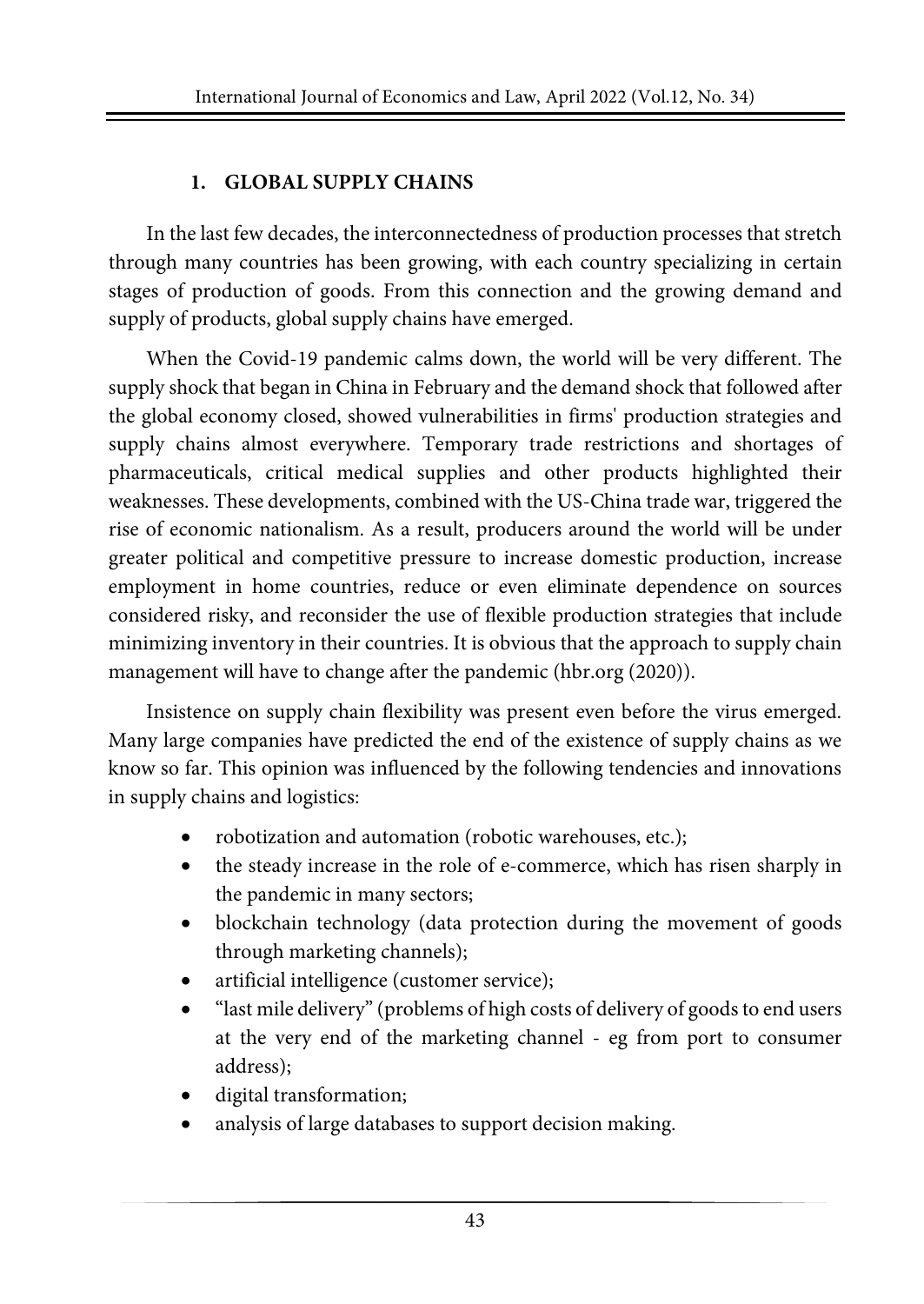## 1. GLOBAL SUPPLY CHAINS

In the last few decades, the interconnectedness of production processes that stretch through many countries has been growing, with each country specializing in certain stages of production of goods. From this connection and the growing demand and supply of products, global supply chains have emerged.

When the Covid-19 pandemic calms down, the world will be very different. The supply shock that began in China in February and the demand shock that followed after the global economy closed, showed vulnerabilities in firms' production strategies and supply chains almost everywhere. Temporary trade restrictions and shortages of pharmaceuticals, critical medical supplies and other products highlighted their weaknesses. These developments, combined with the US-China trade war, triggered the rise of economic nationalism. As a result, producers around the world will be under greater political and competitive pressure to increase domestic production, increase employment in home countries, reduce or even eliminate dependence on sources considered risky, and reconsider the use of flexible production strategies that include minimizing inventory in their countries. It is obvious that the approach to supply chain management will have to change after the pandemic (hbr.org (2020)).

Insistence on supply chain flexibility was present even before the virus emerged. Many large companies have predicted the end of the existence of supply chains as we know so far. This opinion was influenced by the following tendencies and innovations in supply chains and logistics:

- robotization and automation (robotic warehouses, etc.);
- the steady increase in the role of e-commerce, which has risen sharply in the pandemic in many sectors;
- blockchain technology (data protection during the movement of goods through marketing channels);
- artificial intelligence (customer service);
- "last mile delivery" (problems of high costs of delivery of goods to end users at the very end of the marketing channel - eg from port to consumer address);
- digital transformation;
- analysis of large databases to support decision making.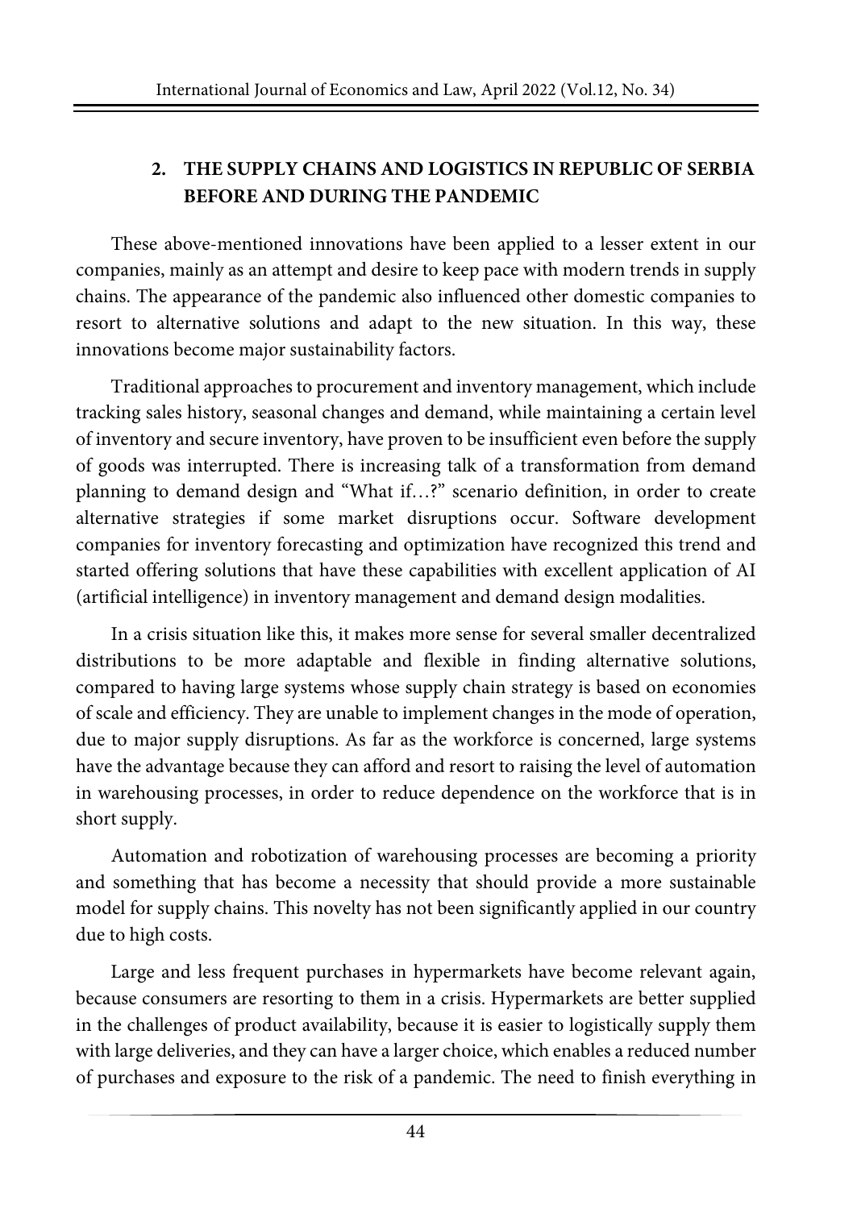## 2. THE SUPPLY CHAINS AND LOGISTICS IN REPUBLIC OF SERBIA BEFORE AND DURING THE PANDEMIC

These above-mentioned innovations have been applied to a lesser extent in our companies, mainly as an attempt and desire to keep pace with modern trends in supply chains. The appearance of the pandemic also influenced other domestic companies to resort to alternative solutions and adapt to the new situation. In this way, these innovations become major sustainability factors.

Traditional approaches to procurement and inventory management, which include tracking sales history, seasonal changes and demand, while maintaining a certain level of inventory and secure inventory, have proven to be insufficient even before the supply of goods was interrupted. There is increasing talk of a transformation from demand planning to demand design and "What if…?" scenario definition, in order to create alternative strategies if some market disruptions occur. Software development companies for inventory forecasting and optimization have recognized this trend and started offering solutions that have these capabilities with excellent application of AI (artificial intelligence) in inventory management and demand design modalities.

In a crisis situation like this, it makes more sense for several smaller decentralized distributions to be more adaptable and flexible in finding alternative solutions, compared to having large systems whose supply chain strategy is based on economies of scale and efficiency. They are unable to implement changes in the mode of operation, due to major supply disruptions. As far as the workforce is concerned, large systems have the advantage because they can afford and resort to raising the level of automation in warehousing processes, in order to reduce dependence on the workforce that is in short supply.

Automation and robotization of warehousing processes are becoming a priority and something that has become a necessity that should provide a more sustainable model for supply chains. This novelty has not been significantly applied in our country due to high costs.

Large and less frequent purchases in hypermarkets have become relevant again, because consumers are resorting to them in a crisis. Hypermarkets are better supplied in the challenges of product availability, because it is easier to logistically supply them with large deliveries, and they can have a larger choice, which enables a reduced number of purchases and exposure to the risk of a pandemic. The need to finish everything in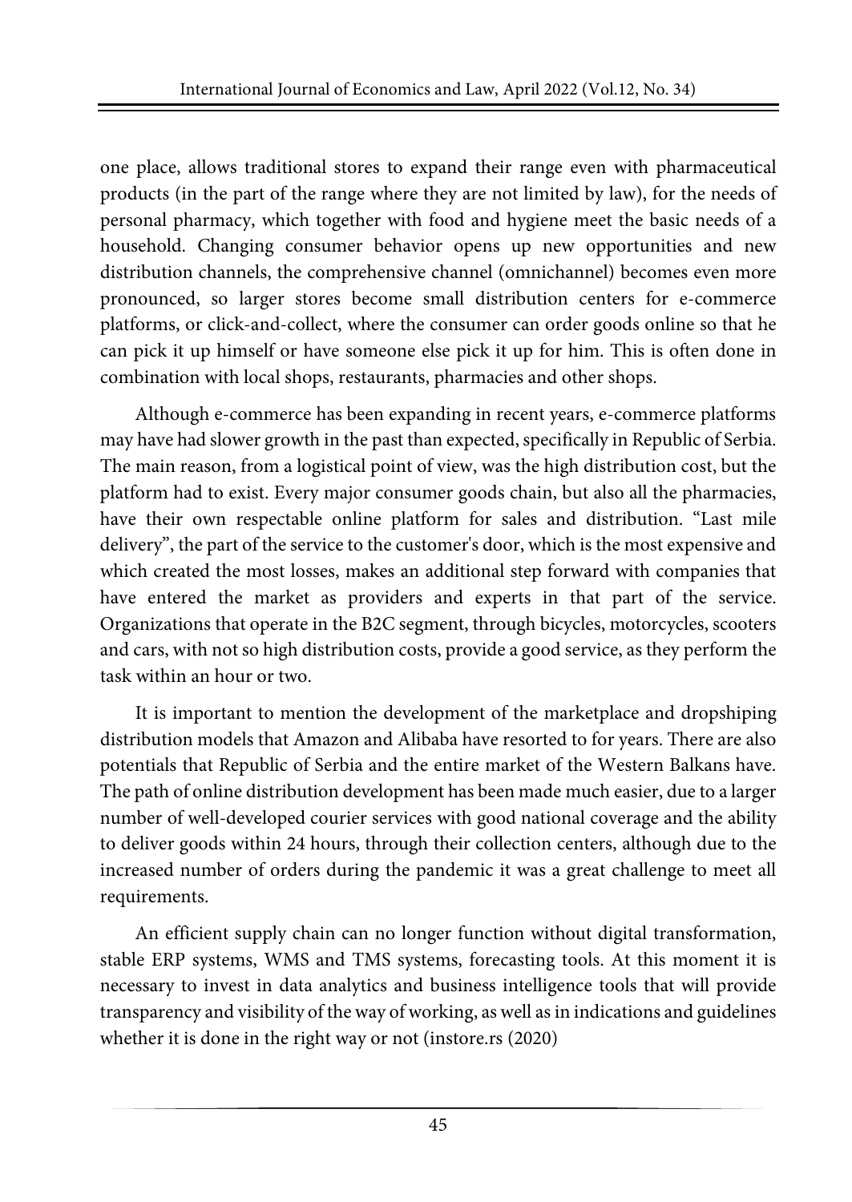one place, allows traditional stores to expand their range even with pharmaceutical products (in the part of the range where they are not limited by law), for the needs of personal pharmacy, which together with food and hygiene meet the basic needs of a household. Changing consumer behavior opens up new opportunities and new distribution channels, the comprehensive channel (omnichannel) becomes even more pronounced, so larger stores become small distribution centers for e-commerce platforms, or click-and-collect, where the consumer can order goods online so that he can pick it up himself or have someone else pick it up for him. This is often done in combination with local shops, restaurants, pharmacies and other shops.

Although e-commerce has been expanding in recent years, e-commerce platforms may have had slower growth in the past than expected, specifically in Republic of Serbia. The main reason, from a logistical point of view, was the high distribution cost, but the platform had to exist. Every major consumer goods chain, but also all the pharmacies, have their own respectable online platform for sales and distribution. "Last mile delivery", the part of the service to the customer's door, which is the most expensive and which created the most losses, makes an additional step forward with companies that have entered the market as providers and experts in that part of the service. Organizations that operate in the B2C segment, through bicycles, motorcycles, scooters and cars, with not so high distribution costs, provide a good service, as they perform the task within an hour or two.

It is important to mention the development of the marketplace and dropshiping distribution models that Amazon and Alibaba have resorted to for years. There are also potentials that Republic of Serbia and the entire market of the Western Balkans have. The path of online distribution development has been made much easier, due to a larger number of well-developed courier services with good national coverage and the ability to deliver goods within 24 hours, through their collection centers, although due to the increased number of orders during the pandemic it was a great challenge to meet all requirements.

An efficient supply chain can no longer function without digital transformation, stable ERP systems, WMS and TMS systems, forecasting tools. At this moment it is necessary to invest in data analytics and business intelligence tools that will provide transparency and visibility of the way of working, as well as in indications and guidelines whether it is done in the right way or not (instore.rs (2020)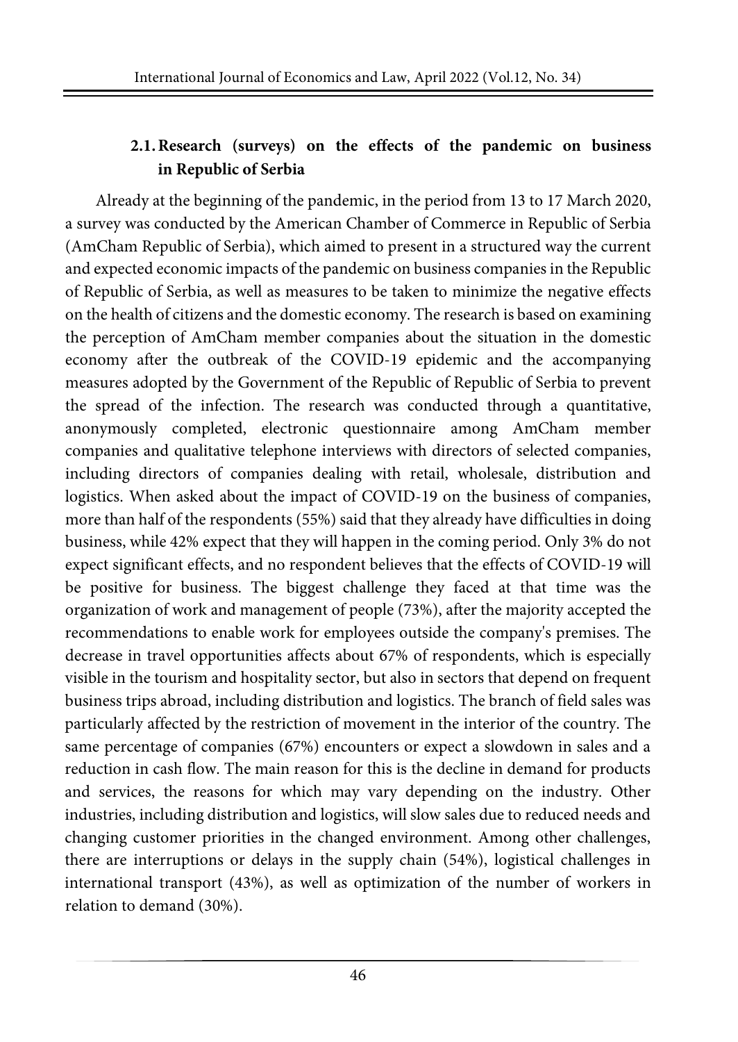### 2.1. Research (surveys) on the effects of the pandemic on business in Republic of Serbia

Already at the beginning of the pandemic, in the period from 13 to 17 March 2020, a survey was conducted by the American Chamber of Commerce in Republic of Serbia (AmCham Republic of Serbia), which aimed to present in a structured way the current and expected economic impacts of the pandemic on business companies in the Republic of Republic of Serbia, as well as measures to be taken to minimize the negative effects on the health of citizens and the domestic economy. The research is based on examining the perception of AmCham member companies about the situation in the domestic economy after the outbreak of the COVID-19 epidemic and the accompanying measures adopted by the Government of the Republic of Republic of Serbia to prevent the spread of the infection. The research was conducted through a quantitative, anonymously completed, electronic questionnaire among AmCham member companies and qualitative telephone interviews with directors of selected companies, including directors of companies dealing with retail, wholesale, distribution and logistics. When asked about the impact of COVID-19 on the business of companies, more than half of the respondents (55%) said that they already have difficulties in doing business, while 42% expect that they will happen in the coming period. Only 3% do not expect significant effects, and no respondent believes that the effects of COVID-19 will be positive for business. The biggest challenge they faced at that time was the organization of work and management of people (73%), after the majority accepted the recommendations to enable work for employees outside the company's premises. The decrease in travel opportunities affects about 67% of respondents, which is especially visible in the tourism and hospitality sector, but also in sectors that depend on frequent business trips abroad, including distribution and logistics. The branch of field sales was particularly affected by the restriction of movement in the interior of the country. The same percentage of companies (67%) encounters or expect a slowdown in sales and a reduction in cash flow. The main reason for this is the decline in demand for products and services, the reasons for which may vary depending on the industry. Other industries, including distribution and logistics, will slow sales due to reduced needs and changing customer priorities in the changed environment. Among other challenges, there are interruptions or delays in the supply chain (54%), logistical challenges in international transport (43%), as well as optimization of the number of workers in relation to demand (30%).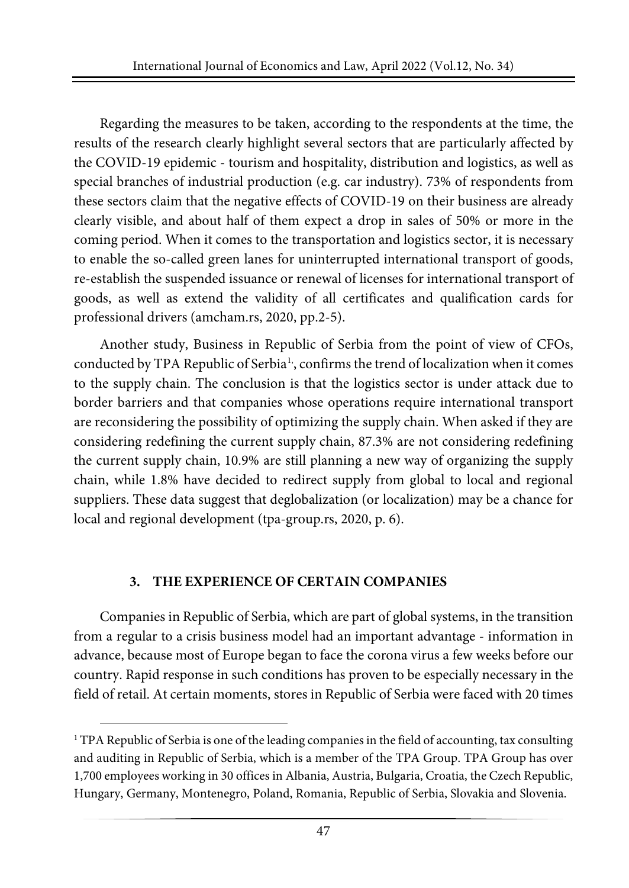Regarding the measures to be taken, according to the respondents at the time, the results of the research clearly highlight several sectors that are particularly affected by the COVID-19 epidemic - tourism and hospitality, distribution and logistics, as well as special branches of industrial production (e.g. car industry). 73% of respondents from these sectors claim that the negative effects of COVID-19 on their business are already clearly visible, and about half of them expect a drop in sales of 50% or more in the coming period. When it comes to the transportation and logistics sector, it is necessary to enable the so-called green lanes for uninterrupted international transport of goods, re-establish the suspended issuance or renewal of licenses for international transport of goods, as well as extend the validity of all certificates and qualification cards for professional drivers (amcham.rs, 2020, pp.2-5).

Another study, Business in Republic of Serbia from the point of view of CFOs, conducted by TPA Republic of Serbia[1], confirms the trend of localization when it comes to the supply chain. The conclusion is that the logistics sector is under attack due to border barriers and that companies whose operations require international transport are reconsidering the possibility of optimizing the supply chain. When asked if they are considering redefining the current supply chain, 87.3% are not considering redefining the current supply chain, 10.9% are still planning a new way of organizing the supply chain, while 1.8% have decided to redirect supply from global to local and regional suppliers. These data suggest that deglobalization (or localization) may be a chance for local and regional development (tpa-group.rs, 2020, p. 6).

## 3. THE EXPERIENCE OF CERTAIN COMPANIES

Companies in Republic of Serbia, which are part of global systems, in the transition from a regular to a crisis business model had an important advantage - information in advance, because most of Europe began to face the corona virus a few weeks before our country. Rapid response in such conditions has proven to be especially necessary in the field of retail. At certain moments, stores in Republic of Serbia were faced with 20 times

[1] TPA Republic of Serbia is one of the leading companies in the field of accounting, tax consulting and auditing in Republic of Serbia, which is a member of the TPA Group. TPA Group has over 1,700 employees working in 30 offices in Albania, Austria, Bulgaria, Croatia, the Czech Republic, Hungary, Germany, Montenegro, Poland, Romania, Republic of Serbia, Slovakia and Slovenia.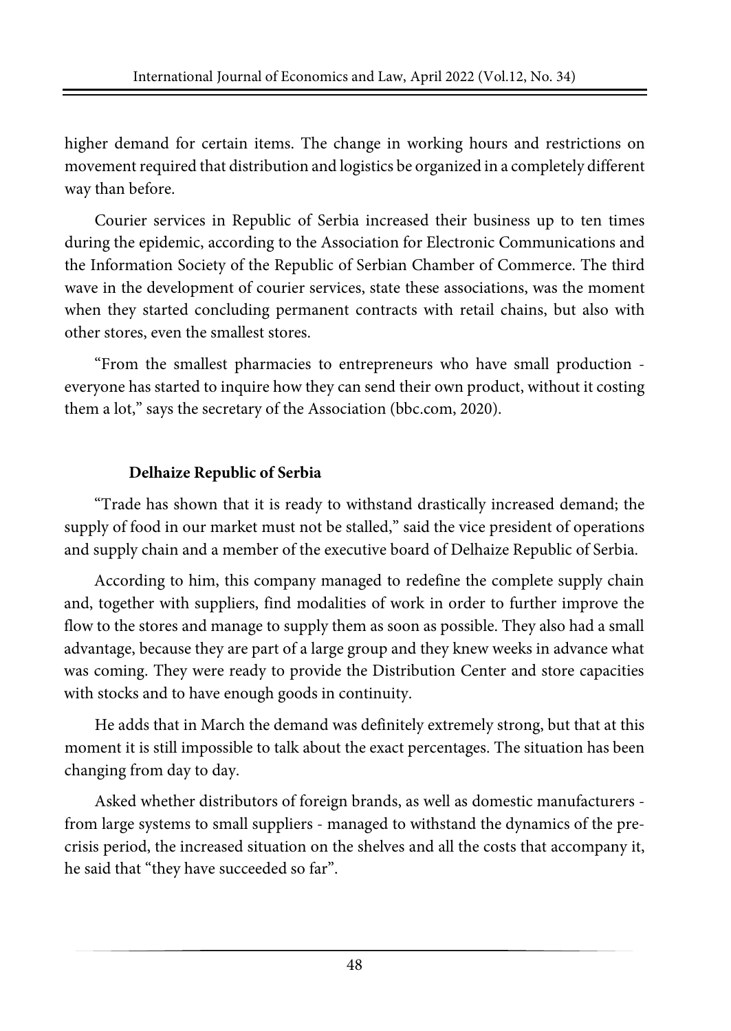higher demand for certain items. The change in working hours and restrictions on movement required that distribution and logistics be organized in a completely different way than before.

Courier services in Republic of Serbia increased their business up to ten times during the epidemic, according to the Association for Electronic Communications and the Information Society of the Republic of Serbian Chamber of Commerce. The third wave in the development of courier services, state these associations, was the moment when they started concluding permanent contracts with retail chains, but also with other stores, even the smallest stores.

"From the smallest pharmacies to entrepreneurs who have small production - everyone has started to inquire how they can send their own product, without it costing them a lot," says the secretary of the Association (bbc.com, 2020).

### Delhaize Republic of Serbia

"Trade has shown that it is ready to withstand drastically increased demand; the supply of food in our market must not be stalled," said the vice president of operations and supply chain and a member of the executive board of Delhaize Republic of Serbia.

According to him, this company managed to redefine the complete supply chain and, together with suppliers, find modalities of work in order to further improve the flow to the stores and manage to supply them as soon as possible. They also had a small advantage, because they are part of a large group and they knew weeks in advance what was coming. They were ready to provide the Distribution Center and store capacities with stocks and to have enough goods in continuity.

He adds that in March the demand was definitely extremely strong, but that at this moment it is still impossible to talk about the exact percentages. The situation has been changing from day to day.

Asked whether distributors of foreign brands, as well as domestic manufacturers - from large systems to small suppliers - managed to withstand the dynamics of the pre-crisis period, the increased situation on the shelves and all the costs that accompany it, he said that "they have succeeded so far".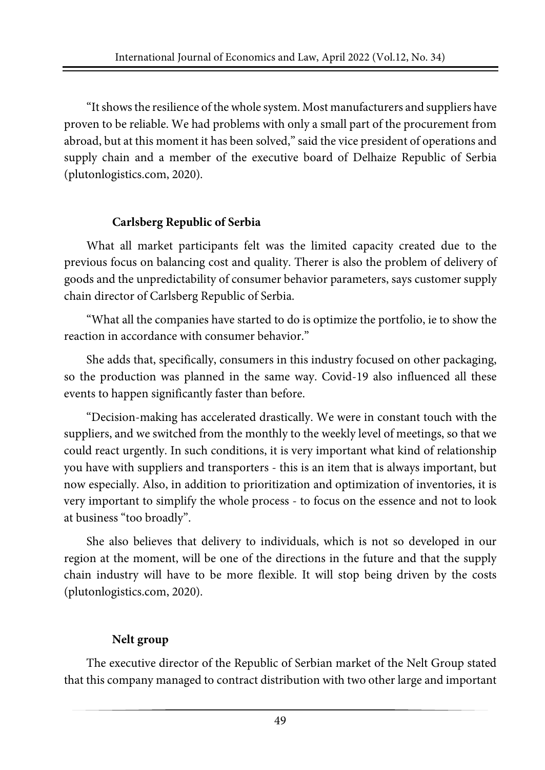"It shows the resilience of the whole system. Most manufacturers and suppliers have proven to be reliable. We had problems with only a small part of the procurement from abroad, but at this moment it has been solved," said the vice president of operations and supply chain and a member of the executive board of Delhaize Republic of Serbia (plutonlogistics.com, 2020).

### Carlsberg Republic of Serbia

What all market participants felt was the limited capacity created due to the previous focus on balancing cost and quality. Therer is also the problem of delivery of goods and the unpredictability of consumer behavior parameters, says customer supply chain director of Carlsberg Republic of Serbia.

"What all the companies have started to do is optimize the portfolio, ie to show the reaction in accordance with consumer behavior."

She adds that, specifically, consumers in this industry focused on other packaging, so the production was planned in the same way. Covid-19 also influenced all these events to happen significantly faster than before.

"Decision-making has accelerated drastically. We were in constant touch with the suppliers, and we switched from the monthly to the weekly level of meetings, so that we could react urgently. In such conditions, it is very important what kind of relationship you have with suppliers and transporters - this is an item that is always important, but now especially. Also, in addition to prioritization and optimization of inventories, it is very important to simplify the whole process - to focus on the essence and not to look at business "too broadly".

She also believes that delivery to individuals, which is not so developed in our region at the moment, will be one of the directions in the future and that the supply chain industry will have to be more flexible. It will stop being driven by the costs (plutonlogistics.com, 2020).

### Nelt group

The executive director of the Republic of Serbian market of the Nelt Group stated that this company managed to contract distribution with two other large and important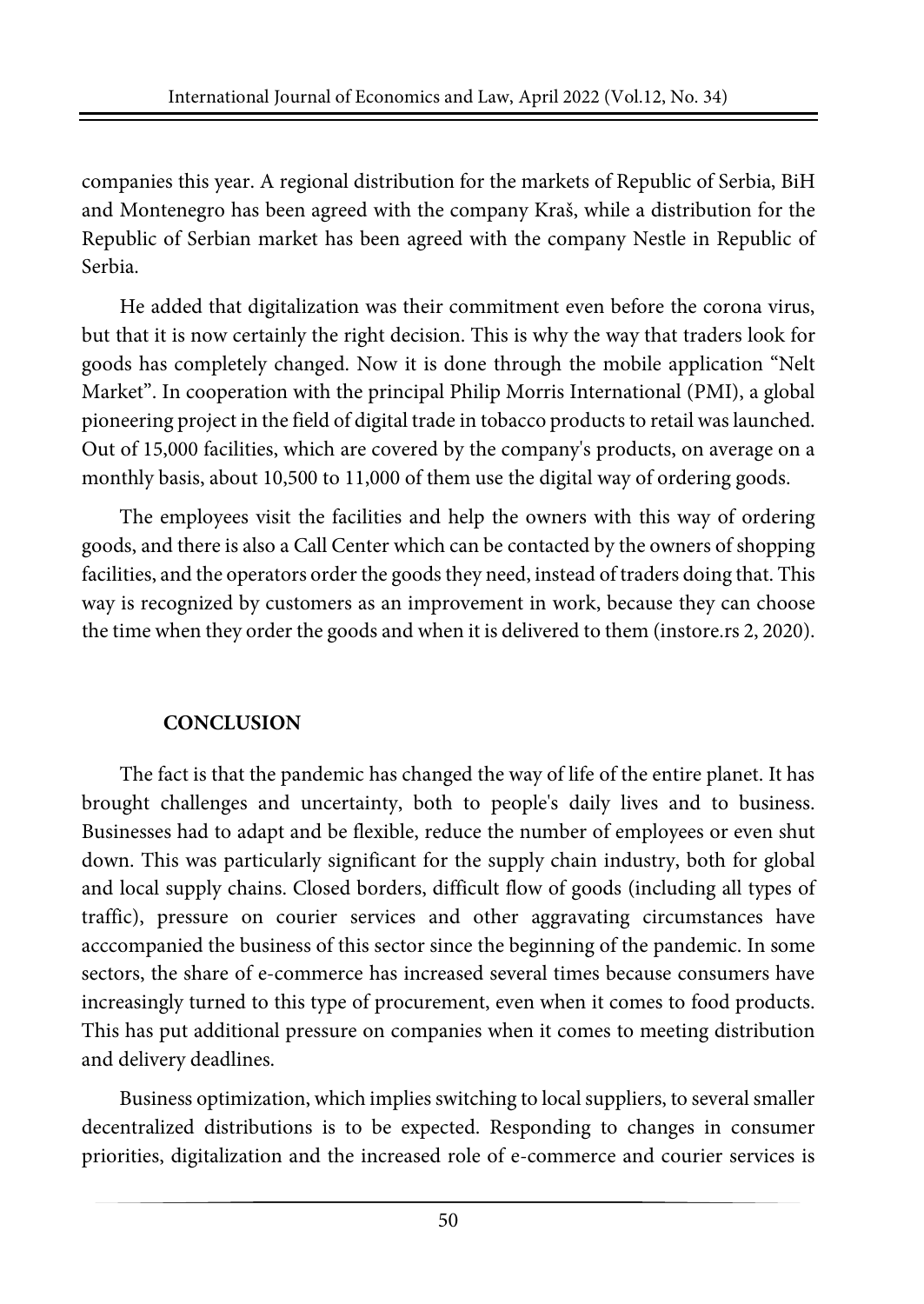companies this year. A regional distribution for the markets of Republic of Serbia, BiH and Montenegro has been agreed with the company Kraš, while a distribution for the Republic of Serbian market has been agreed with the company Nestle in Republic of Serbia.

He added that digitalization was their commitment even before the corona virus, but that it is now certainly the right decision. This is why the way that traders look for goods has completely changed. Now it is done through the mobile application "Nelt Market". In cooperation with the principal Philip Morris International (PMI), a global pioneering project in the field of digital trade in tobacco products to retail was launched. Out of 15,000 facilities, which are covered by the company's products, on average on a monthly basis, about 10,500 to 11,000 of them use the digital way of ordering goods.

The employees visit the facilities and help the owners with this way of ordering goods, and there is also a Call Center which can be contacted by the owners of shopping facilities, and the operators order the goods they need, instead of traders doing that. This way is recognized by customers as an improvement in work, because they can choose the time when they order the goods and when it is delivered to them (instore.rs 2, 2020).

## CONCLUSION

The fact is that the pandemic has changed the way of life of the entire planet. It has brought challenges and uncertainty, both to people's daily lives and to business. Businesses had to adapt and be flexible, reduce the number of employees or even shut down. This was particularly significant for the supply chain industry, both for global and local supply chains. Closed borders, difficult flow of goods (including all types of traffic), pressure on courier services and other aggravating circumstances have acccompanied the business of this sector since the beginning of the pandemic. In some sectors, the share of e-commerce has increased several times because consumers have increasingly turned to this type of procurement, even when it comes to food products. This has put additional pressure on companies when it comes to meeting distribution and delivery deadlines.

Business optimization, which implies switching to local suppliers, to several smaller decentralized distributions is to be expected. Responding to changes in consumer priorities, digitalization and the increased role of e-commerce and courier services is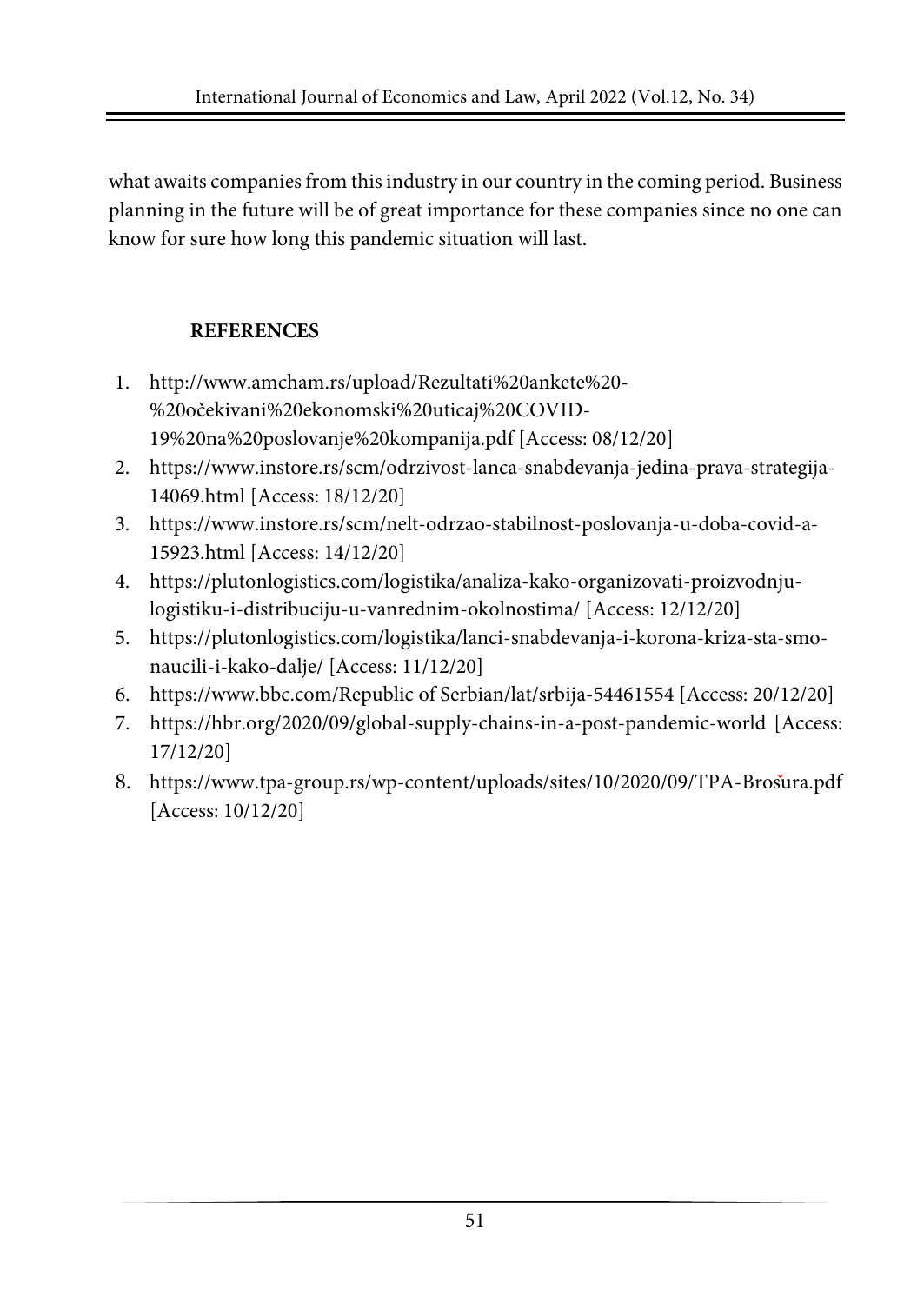what awaits companies from this industry in our country in the coming period. Business planning in the future will be of great importance for these companies since no one can know for sure how long this pandemic situation will last.

## REFERENCES

1. http://www.amcham.rs/upload/Rezultati%20ankete%20-%20očekivani%20ekonomski%20uticaj%20COVID-19%20na%20poslovanje%20kompanija.pdf [Access: 08/12/20]
2. https://www.instore.rs/scm/odrzivost-lanca-snabdevanja-jedina-prava-strategija-14069.html [Access: 18/12/20]
3. https://www.instore.rs/scm/nelt-odrzao-stabilnost-poslovanja-u-doba-covid-a-15923.html [Access: 14/12/20]
4. https://plutonlogistics.com/logistika/analiza-kako-organizovati-proizvodnju-logistiku-i-distribuciju-u-vanrednim-okolnostima/ [Access: 12/12/20]
5. https://plutonlogistics.com/logistika/lanci-snabdevanja-i-korona-kriza-sta-smo-naucili-i-kako-dalje/ [Access: 11/12/20]
6. https://www.bbc.com/Republic of Serbian/lat/srbija-54461554 [Access: 20/12/20]
7. https://hbr.org/2020/09/global-supply-chains-in-a-post-pandemic-world [Access: 17/12/20]
8. https://www.tpa-group.rs/wp-content/uploads/sites/10/2020/09/TPA-Brošura.pdf [Access: 10/12/20]